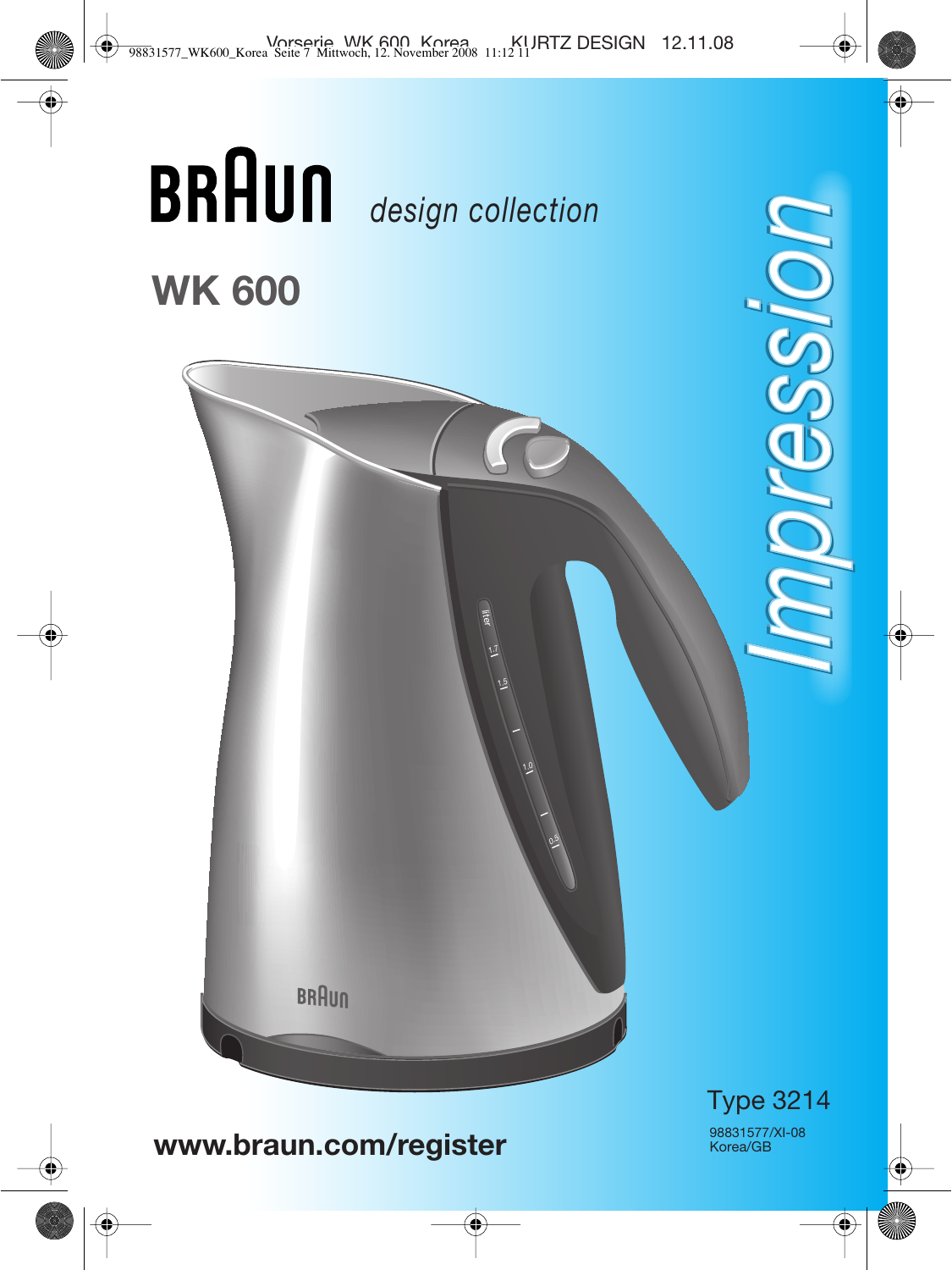# BRAUN *design collection*

## WK 600

*Impression*

Type 3214

98831577/XI-08
Korea/GB

**www.braun.com/register**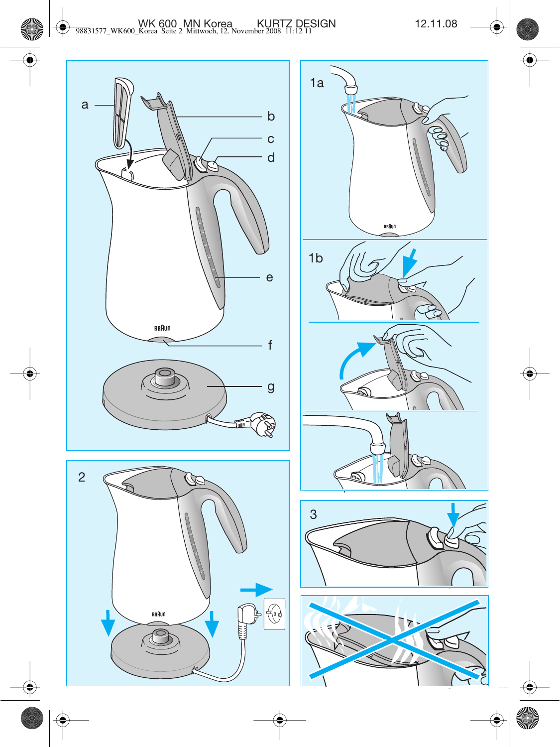a

b

c

d

e

f

g

1a

1b

2

3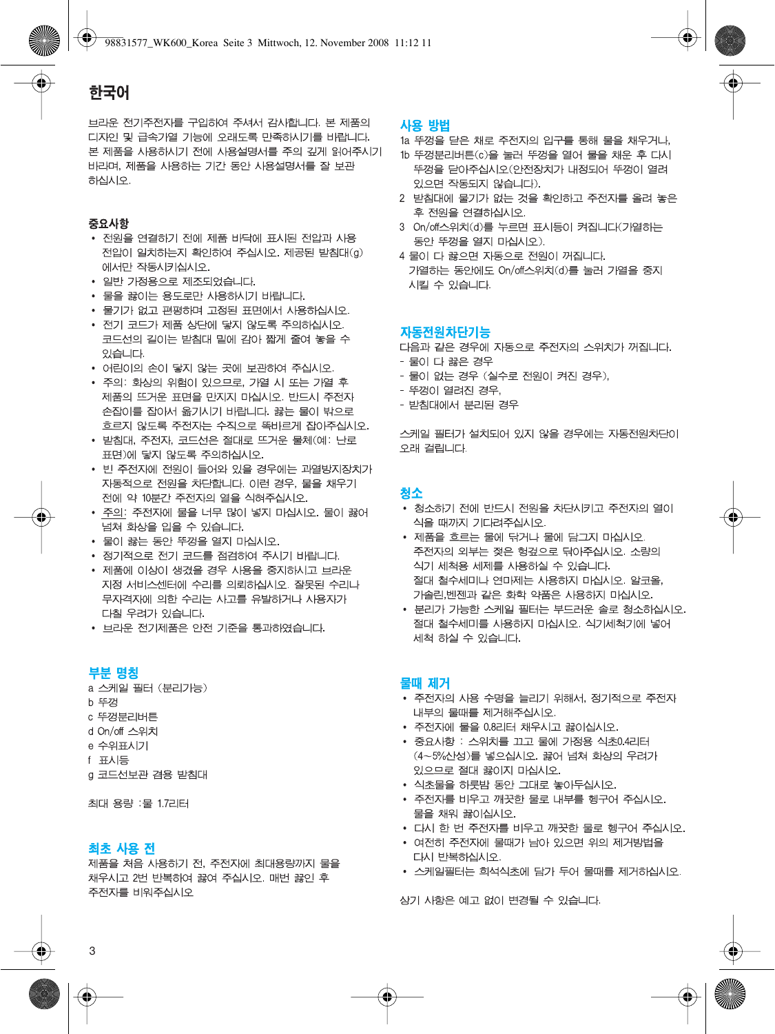# 한국어

브라운 전기주전자를 구입하여 주셔서 감사합니다. 본 제품의 디자인 및 급속가열 기능에 오래도록 만족하시기를 바랍니다. 본 제품을 사용하시기 전에 사용설명서를 주의 깊게 읽어주시기 바라며, 제품을 사용하는 기간 동안 사용설명서를 잘 보관 하십시오.

## 중요사항

- 전원을 연결하기 전에 제품 바닥에 표시된 전압과 사용 전압이 일치하는지 확인하여 주십시오. 제공된 받침대(g) 에서만 작동시키십시오.
- 일반 가정용으로 제조되었습니다.
- 물을 끓이는 용도로만 사용하시기 바랍니다.
- 물기가 없고 편평하며 고정된 표면에서 사용하십시오.
- 전기 코드가 제품 상단에 닿지 않도록 주의하십시오. 코드선의 길이는 받침대 밑에 감아 짧게 줄여 놓을 수 있습니다.
- 어린이의 손이 닿지 않는 곳에 보관하여 주십시오.
- 주의: 화상의 위험이 있으므로, 가열 시 또는 가열 후 제품의 뜨거운 표면을 만지지 마십시오. 반드시 주전자 손잡이를 잡아서 옮기시기 바랍니다. 끓는 물이 밖으로 흐르지 않도록 주전자는 수직으로 똑바르게 잡아주십시오.
- 받침대, 주전자, 코드선은 절대로 뜨거운 물체(예: 난로 표면)에 닿지 않도록 주의하십시오.
- 빈 주전자에 전원이 들어와 있을 경우에는 과열방지장치가 자동적으로 전원을 차단합니다. 이런 경우, 물을 채우기 전에 약 10분간 주전자의 열을 식혀주십시오.
- 주의: 주전자에 물을 너무 많이 넣지 마십시오. 물이 끓어 넘쳐 화상을 입을 수 있습니다.
- 물이 끓는 동안 뚜껑을 열지 마십시오.
- 정기적으로 전기 코드를 점검하여 주시기 바랍니다.
- 제품에 이상이 생겼을 경우 사용을 중지하시고 브라운 지정 서비스센터에 수리를 의뢰하십시오. 잘못된 수리나 무자격자에 의한 수리는 사고를 유발하거나 사용자가 다칠 우려가 있습니다.
- 브라운 전기제품은 안전 기준을 통과하였습니다.

## 부분 명칭

a 스케일 필터 (분리가능)
b 뚜껑
c 뚜껑분리버튼
d On/off 스위치
e 수위표시기
f 표시등
g 코드선보관 겸용 받침대

최대 용량 :물 1.7리터

## 최초 사용 전

제품을 처음 사용하기 전, 주전자에 최대용량까지 물을 채우시고 2번 반복하여 끓여 주십시오. 매번 끓인 후 주전자를 비워주십시오

## 사용 방법

1a 뚜껑을 닫은 채로 주전자의 입구를 통해 물을 채우거나,
1b 뚜껑분리버튼(c)을 눌러 뚜껑을 열어 물을 채운 후 다시 뚜껑을 닫아주십시오(안전장치가 내장되어 뚜껑이 열려 있으면 작동되지 않습니다).
2 받침대에 물기가 없는 것을 확인하고 주전자를 올려 놓은 후 전원을 연결하십시오.
3 On/off스위치(d)를 누르면 표시등이 켜집니다(가열하는 동안 뚜껑을 열지 마십시오).
4 물이 다 끓으면 자동으로 전원이 꺼집니다.
가열하는 동안에도 On/off스위치(d)를 눌러 가열을 중지 시킬 수 있습니다.

## 자동전원차단기능

다음과 같은 경우에 자동으로 주전자의 스위치가 꺼집니다.
- 물이 다 끓은 경우
- 물이 없는 경우 (실수로 전원이 켜진 경우),
- 뚜껑이 열려진 경우,
- 받침대에서 분리된 경우

스케일 필터가 설치되어 있지 않을 경우에는 자동전원차단이 오래 걸립니다.

## 청소

- 청소하기 전에 반드시 전원을 차단시키고 주전자의 열이 식을 때까지 기다려주십시오.
- 제품을 흐르는 물에 닦거나 물에 담그지 마십시오. 주전자의 외부는 젖은 헝겊으로 닦아주십시오. 소량의 식기 세척용 세제를 사용하실 수 있습니다. 절대 철수세미나 연마제는 사용하지 마십시오. 알코올, 가솔린,벤젠과 같은 화학 약품은 사용하지 마십시오.
- 분리가 가능한 스케일 필터는 부드러운 솔로 청소하십시오. 절대 철수세미를 사용하지 마십시오. 식기세척기에 넣어 세척 하실 수 있습니다.

## 물때 제거

- 주전자의 사용 수명을 늘리기 위해서, 정기적으로 주전자 내부의 물때를 제거해주십시오.
- 주전자에 물을 0.8리터 채우시고 끓이십시오.
- 중요사항 : 스위치를 끄고 물에 가정용 식초0.4리터 (4~5%산성)를 넣으십시오. 끓어 넘쳐 화상의 우려가 있으므로 절대 끓이지 마십시오.
- 식초물을 하룻밤 동안 그대로 놓아두십시오.
- 주전자를 비우고 깨끗한 물로 내부를 헹구어 주십시오. 물을 채워 끓이십시오.
- 다시 한 번 주전자를 비우고 깨끗한 물로 헹구어 주십시오.
- 여전히 주전자에 물때가 남아 있으면 위의 제거방법을 다시 반복하십시오.
- 스케일필터는 희석식초에 담가 두어 물때를 제거하십시오.

상기 사항은 예고 없이 변경될 수 있습니다.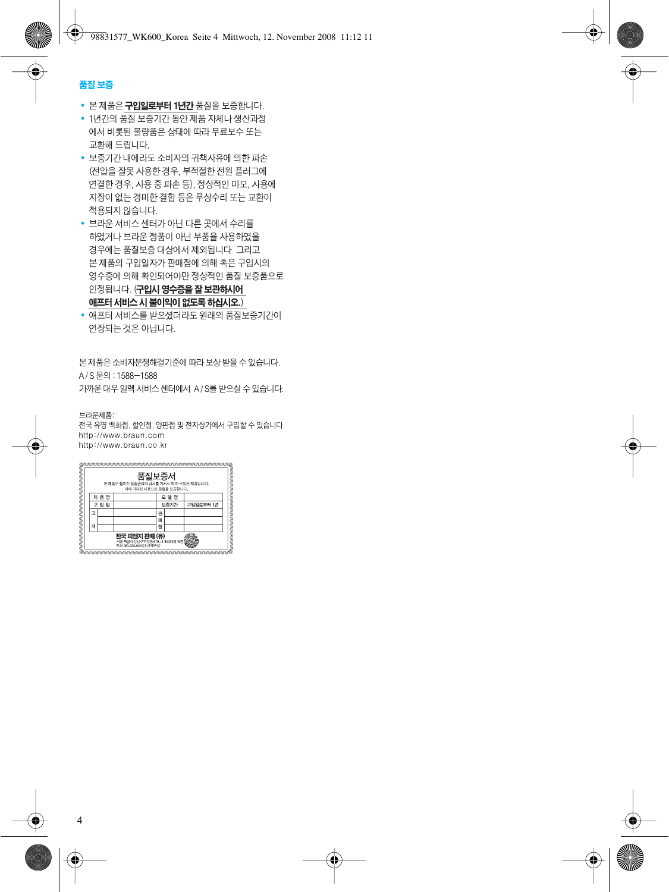## 품질 보증

- 본 제품은 **구입일로부터 1년간** 품질을 보증합니다.
- 1년간의 품질 보증기간 동안 제품 자체나 생산과정에서 비롯된 불량품은 상태에 따라 무료보수 또는 교환해 드립니다.
- 보증기간 내에라도 소비자의 귀책사유에 의한 파손 (전압을 잘못 사용한 경우, 부적절한 전원 플러그에 연결한 경우, 사용 중 파손 등), 정상적인 마모, 사용에 지장이 없는 경미한 결함 등은 무상수리 또는 교환이 적용되지 않습니다.
- 브라운 서비스 센터가 아닌 다른 곳에서 수리를 하였거나 브라운 정품이 아닌 부품을 사용하였을 경우에는 품질보증 대상에서 제외됩니다. 그리고 본 제품의 구입일자가 판매점에 의해 혹은 구입시의 영수증에 의해 확인되어야만 정상적인 품질 보증품으로 인정됩니다. (**구입시 영수증을 잘 보관하시어 애프터 서비스 시 불이익이 없도록 하십시오.**)
- 애프터 서비스를 받으셨더라도 원래의 품질보증기간이 연장되는 것은 아닙니다.

본 제품은 소비자분쟁해결기준에 따라 보상 받을 수 있습니다.
A/S 문의 : 1588–1588
가까운 대우 일렉 서비스 센터에서 A/S를 받으실 수 있습니다.

브라운제품:
전국 유명 백화점, 할인점, 양판점 및 전자상가에서 구입할 수 있습니다.
http://www.braun.com
http://www.braun.co.kr

### 품질보증서

본 제품은 철저한 품질관리와 검사를 거쳐서 제조·수입된 제품입니다.
아래 기재된 내용으로 품질을 보증합니다.

| 제 품 명 | | 모 델 명 | |
|---|---|---|---|
| 구 입 일 | | 보증기간 | 구입일로부터 1년 |
| 고객 | | 판매점 | |
| | | | |
| | | | |

**한국 피앤지 판매 (유)**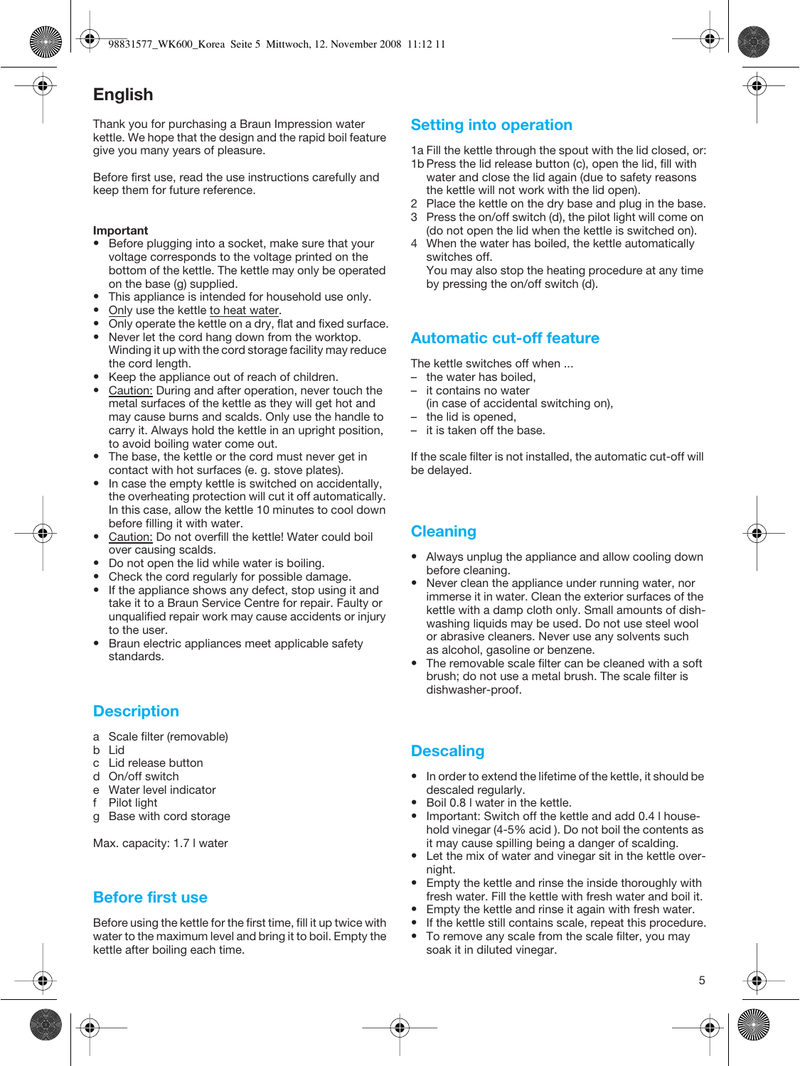# English

Thank you for purchasing a Braun Impression water kettle. We hope that the design and the rapid boil feature give you many years of pleasure.

Before first use, read the use instructions carefully and keep them for future reference.

**Important**

- Before plugging into a socket, make sure that your voltage corresponds to the voltage printed on the bottom of the kettle. The kettle may only be operated on the base (g) supplied.
- This appliance is intended for household use only.
- Only use the kettle to heat water.
- Only operate the kettle on a dry, flat and fixed surface.
- Never let the cord hang down from the worktop. Winding it up with the cord storage facility may reduce the cord length.
- Keep the appliance out of reach of children.
- Caution: During and after operation, never touch the metal surfaces of the kettle as they will get hot and may cause burns and scalds. Only use the handle to carry it. Always hold the kettle in an upright position, to avoid boiling water come out.
- The base, the kettle or the cord must never get in contact with hot surfaces (e. g. stove plates).
- In case the empty kettle is switched on accidentally, the overheating protection will cut it off automatically. In this case, allow the kettle 10 minutes to cool down before filling it with water.
- Caution: Do not overfill the kettle! Water could boil over causing scalds.
- Do not open the lid while water is boiling.
- Check the cord regularly for possible damage.
- If the appliance shows any defect, stop using it and take it to a Braun Service Centre for repair. Faulty or unqualified repair work may cause accidents or injury to the user.
- Braun electric appliances meet applicable safety standards.

## Description

a Scale filter (removable)
b Lid
c Lid release button
d On/off switch
e Water level indicator
f Pilot light
g Base with cord storage

Max. capacity: 1.7 l water

## Before first use

Before using the kettle for the first time, fill it up twice with water to the maximum level and bring it to boil. Empty the kettle after boiling each time.

## Setting into operation

1a Fill the kettle through the spout with the lid closed, or:
1b Press the lid release button (c), open the lid, fill with water and close the lid again (due to safety reasons the kettle will not work with the lid open).
2 Place the kettle on the dry base and plug in the base.
3 Press the on/off switch (d), the pilot light will come on (do not open the lid when the kettle is switched on).
4 When the water has boiled, the kettle automatically switches off.
You may also stop the heating procedure at any time by pressing the on/off switch (d).

## Automatic cut-off feature

The kettle switches off when ...
– the water has boiled,
– it contains no water (in case of accidental switching on),
– the lid is opened,
– it is taken off the base.

If the scale filter is not installed, the automatic cut-off will be delayed.

## Cleaning

- Always unplug the appliance and allow cooling down before cleaning.
- Never clean the appliance under running water, nor immerse it in water. Clean the exterior surfaces of the kettle with a damp cloth only. Small amounts of dish-washing liquids may be used. Do not use steel wool or abrasive cleaners. Never use any solvents such as alcohol, gasoline or benzene.
- The removable scale filter can be cleaned with a soft brush; do not use a metal brush. The scale filter is dishwasher-proof.

## Descaling

- In order to extend the lifetime of the kettle, it should be descaled regularly.
- Boil 0.8 l water in the kettle.
- Important: Switch off the kettle and add 0.4 l household vinegar (4-5% acid ). Do not boil the contents as it may cause spilling being a danger of scalding.
- Let the mix of water and vinegar sit in the kettle overnight.
- Empty the kettle and rinse the inside thoroughly with fresh water. Fill the kettle with fresh water and boil it.
- Empty the kettle and rinse it again with fresh water.
- If the kettle still contains scale, repeat this procedure.
- To remove any scale from the scale filter, you may soak it in diluted vinegar.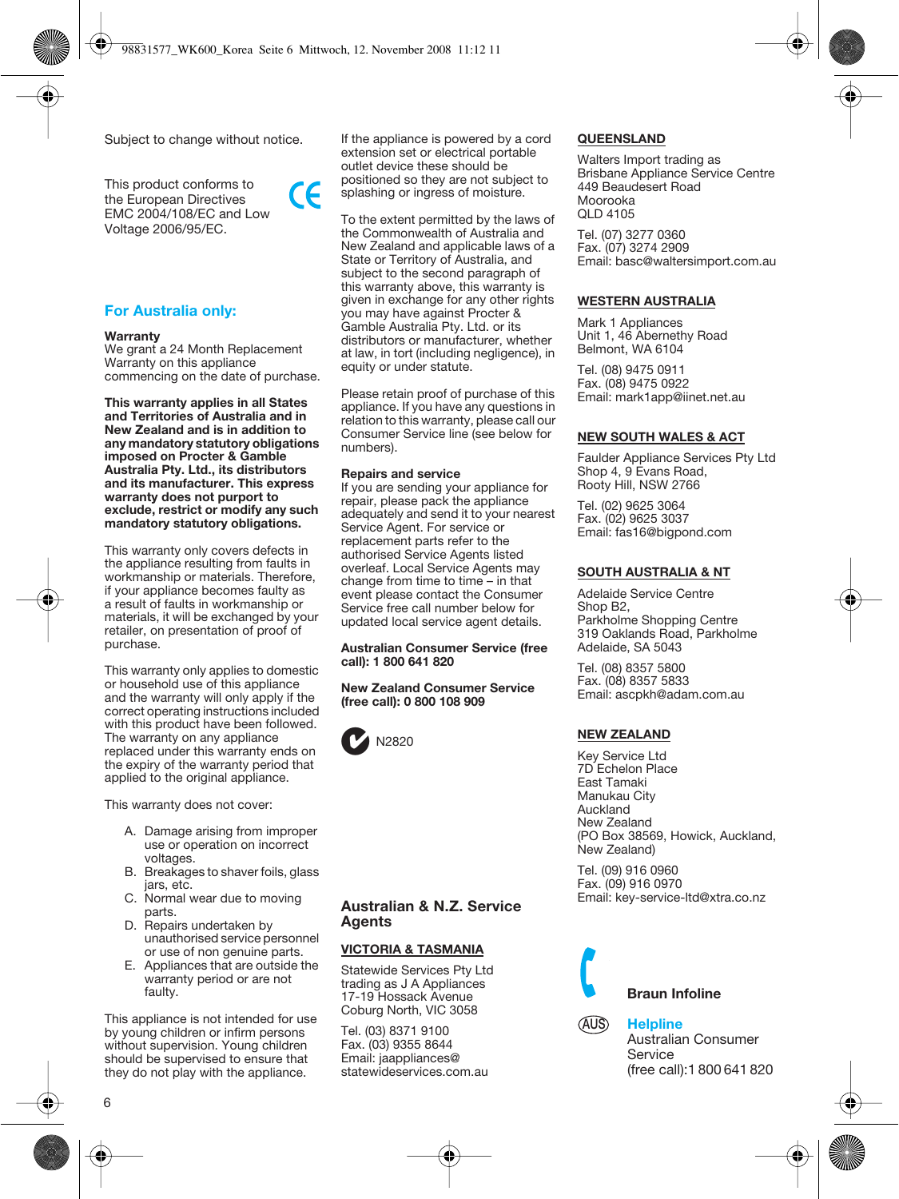Subject to change without notice.

This product conforms to the European Directives EMC 2004/108/EC and Low Voltage 2006/95/EC.

## For Australia only:

**Warranty**
We grant a 24 Month Replacement Warranty on this appliance commencing on the date of purchase.

**This warranty applies in all States and Territories of Australia and in New Zealand and is in addition to any mandatory statutory obligations imposed on Procter & Gamble Australia Pty. Ltd., its distributors and its manufacturer. This express warranty does not purport to exclude, restrict or modify any such mandatory statutory obligations.**

This warranty only covers defects in the appliance resulting from faults in workmanship or materials. Therefore, if your appliance becomes faulty as a result of faults in workmanship or materials, it will be exchanged by your retailer, on presentation of proof of purchase.

This warranty only applies to domestic or household use of this appliance and the warranty will only apply if the correct operating instructions included with this product have been followed. The warranty on any appliance replaced under this warranty ends on the expiry of the warranty period that applied to the original appliance.

This warranty does not cover:

A. Damage arising from improper use or operation on incorrect voltages.
B. Breakages to shaver foils, glass jars, etc.
C. Normal wear due to moving parts.
D. Repairs undertaken by unauthorised service personnel or use of non genuine parts.
E. Appliances that are outside the warranty period or are not faulty.

This appliance is not intended for use by young children or infirm persons without supervision. Young children should be supervised to ensure that they do not play with the appliance.

If the appliance is powered by a cord extension set or electrical portable outlet device these should be positioned so they are not subject to splashing or ingress of moisture.

To the extent permitted by the laws of the Commonwealth of Australia and New Zealand and applicable laws of a State or Territory of Australia, and subject to the second paragraph of this warranty above, this warranty is given in exchange for any other rights you may have against Procter & Gamble Australia Pty. Ltd. or its distributors or manufacturer, whether at law, in tort (including negligence), in equity or under statute.

Please retain proof of purchase of this appliance. If you have any questions in relation to this warranty, please call our Consumer Service line (see below for numbers).

**Repairs and service**
If you are sending your appliance for repair, please pack the appliance adequately and send it to your nearest Service Agent. For service or replacement parts refer to the authorised Service Agents listed overleaf. Local Service Agents may change from time to time – in that event please contact the Consumer Service free call number below for updated local service agent details.

**Australian Consumer Service (free call): 1 800 641 820**

**New Zealand Consumer Service (free call): 0 800 108 909**

N2820

## Australian & N.Z. Service Agents

**VICTORIA & TASMANIA**

Statewide Services Pty Ltd trading as J A Appliances
17-19 Hossack Avenue
Coburg North, VIC 3058

Tel. (03) 8371 9100
Fax. (03) 9355 8644
Email: jaappliances@statewideservices.com.au

**QUEENSLAND**

Walters Import trading as Brisbane Appliance Service Centre
449 Beaudesert Road
Moorooka
QLD 4105

Tel. (07) 3277 0360
Fax. (07) 3274 2909
Email: basc@waltersimport.com.au

**WESTERN AUSTRALIA**

Mark 1 Appliances
Unit 1, 46 Abernethy Road
Belmont, WA 6104

Tel. (08) 9475 0911
Fax. (08) 9475 0922
Email: mark1app@iinet.net.au

**NEW SOUTH WALES & ACT**

Faulder Appliance Services Pty Ltd
Shop 4, 9 Evans Road,
Rooty Hill, NSW 2766

Tel. (02) 9625 3064
Fax. (02) 9625 3037
Email: fas16@bigpond.com

**SOUTH AUSTRALIA & NT**

Adelaide Service Centre
Shop B2,
Parkholme Shopping Centre
319 Oaklands Road, Parkholme
Adelaide, SA 5043

Tel. (08) 8357 5800
Fax. (08) 8357 5833
Email: ascpkh@adam.com.au

**NEW ZEALAND**

Key Service Ltd
7D Echelon Place
East Tamaki
Manukau City
Auckland
New Zealand
(PO Box 38569, Howick, Auckland, New Zealand)

Tel. (09) 916 0960
Fax. (09) 916 0970
Email: key-service-ltd@xtra.co.nz

**Braun Infoline**

AUS

**Helpline**
Australian Consumer Service
(free call):1 800 641 820